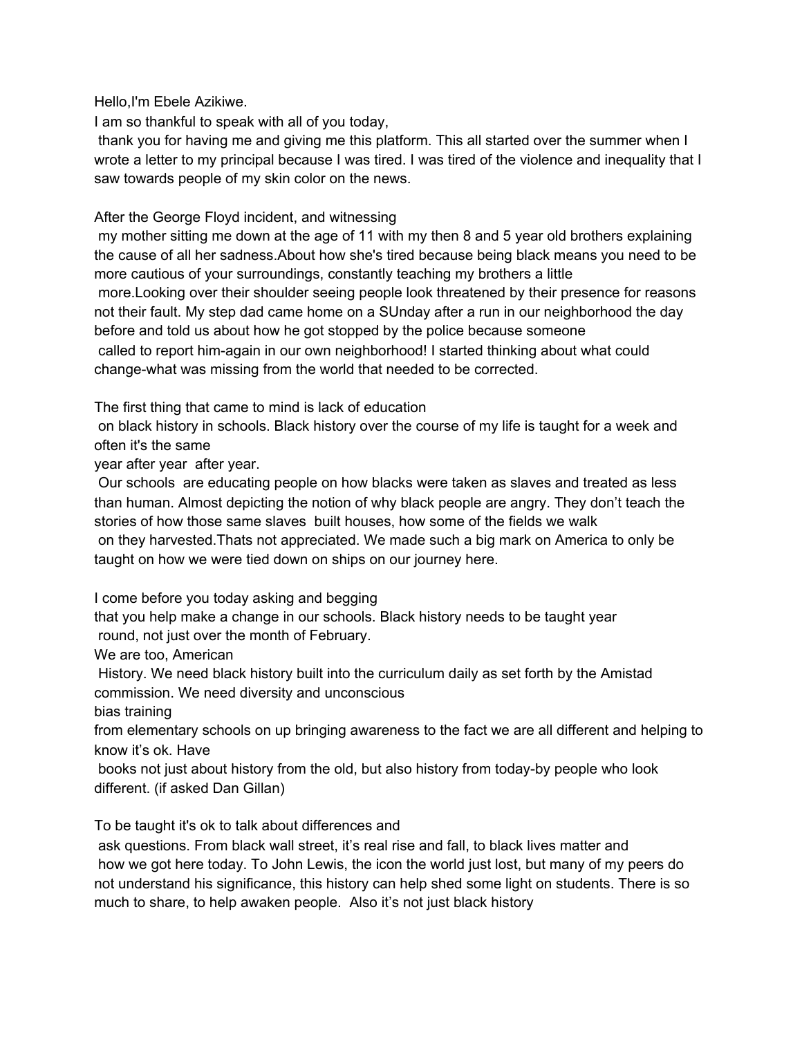Hello,I'm Ebele Azikiwe.

I am so thankful to speak with all of you today,

thank you for having me and giving me this platform. This all started over the summer when I wrote a letter to my principal because I was tired. I was tired of the violence and inequality that I saw towards people of my skin color on the news.

After the George Floyd incident, and witnessing my mother sitting me down at the age of 11 with my then 8 and 5 year old brothers explaining the cause of all her sadness.About how she's tired because being black means you need to be more cautious of your surroundings, constantly teaching my brothers a little more.Looking over their shoulder seeing people look threatened by their presence for reasons not their fault. My step dad came home on a SUnday after a run in our neighborhood the day before and told us about how he got stopped by the police because someone called to report him-again in our own neighborhood! I started thinking about what could change-what was missing from the world that needed to be corrected.

The first thing that came to mind is lack of education on black history in schools. Black history over the course of my life is taught for a week and often it's the same year after year after year.

Our schools are educating people on how blacks were taken as slaves and treated as less than human. Almost depicting the notion of why black people are angry. They don't teach the stories of how those same slaves built houses, how some of the fields we walk on they harvested.Thats not appreciated. We made such a big mark on America to only be taught on how we were tied down on ships on our journey here.

I come before you today asking and begging that you help make a change in our schools. Black history needs to be taught year round, not just over the month of February.

We are too, American History. We need black history built into the curriculum daily as set forth by the Amistad commission. We need diversity and unconscious bias training from elementary schools on up bringing awareness to the fact we are all different and helping to know it's ok. Have books not just about history from the old, but also history from today-by people who look different. (if asked Dan Gillan)

To be taught it's ok to talk about differences and ask questions. From black wall street, it's real rise and fall, to black lives matter and how we got here today. To John Lewis, the icon the world just lost, but many of my peers do not understand his significance, this history can help shed some light on students. There is so much to share, to help awaken people. Also it's not just black history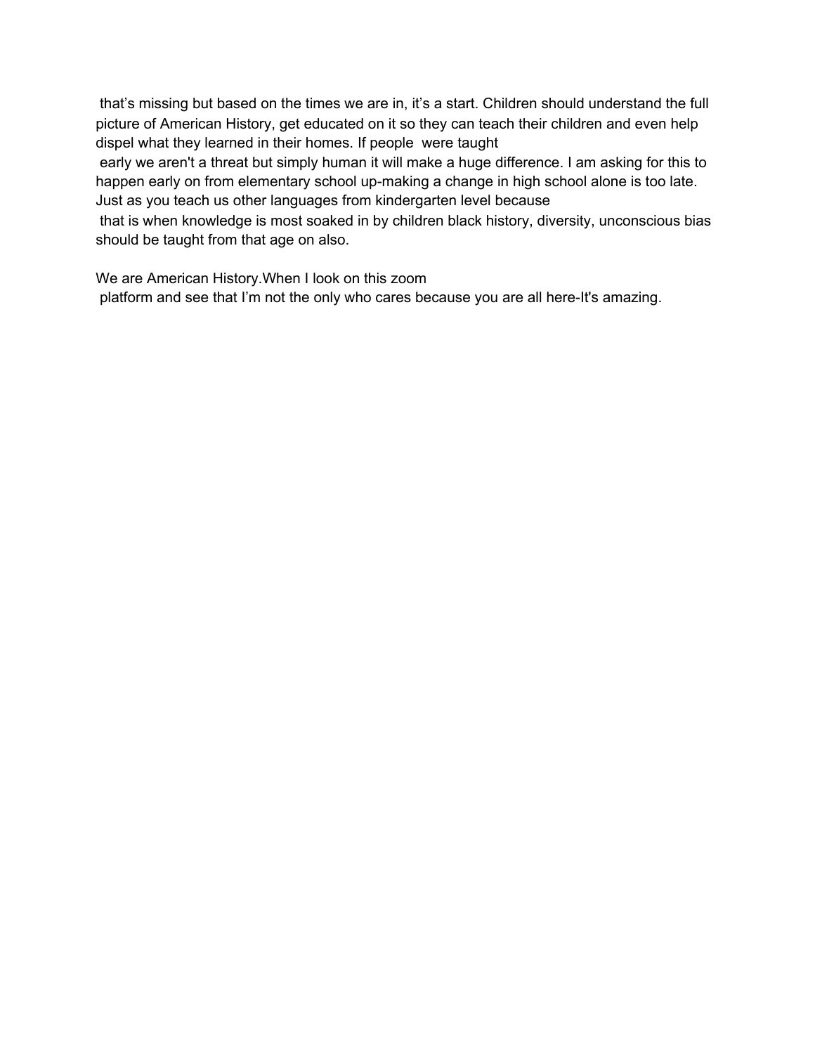that's missing but based on the times we are in, it's a start. Children should understand the full picture of American History, get educated on it so they can teach their children and even help dispel what they learned in their homes. If people were taught early we aren't a threat but simply human it will make a huge difference. I am asking for this to happen early on from elementary school up-making a change in high school alone is too late. Just as you teach us other languages from kindergarten level because that is when knowledge is most soaked in by children black history, diversity, unconscious bias should be taught from that age on also.

We are American History.When I look on this zoom platform and see that I'm not the only who cares because you are all here-It's amazing.